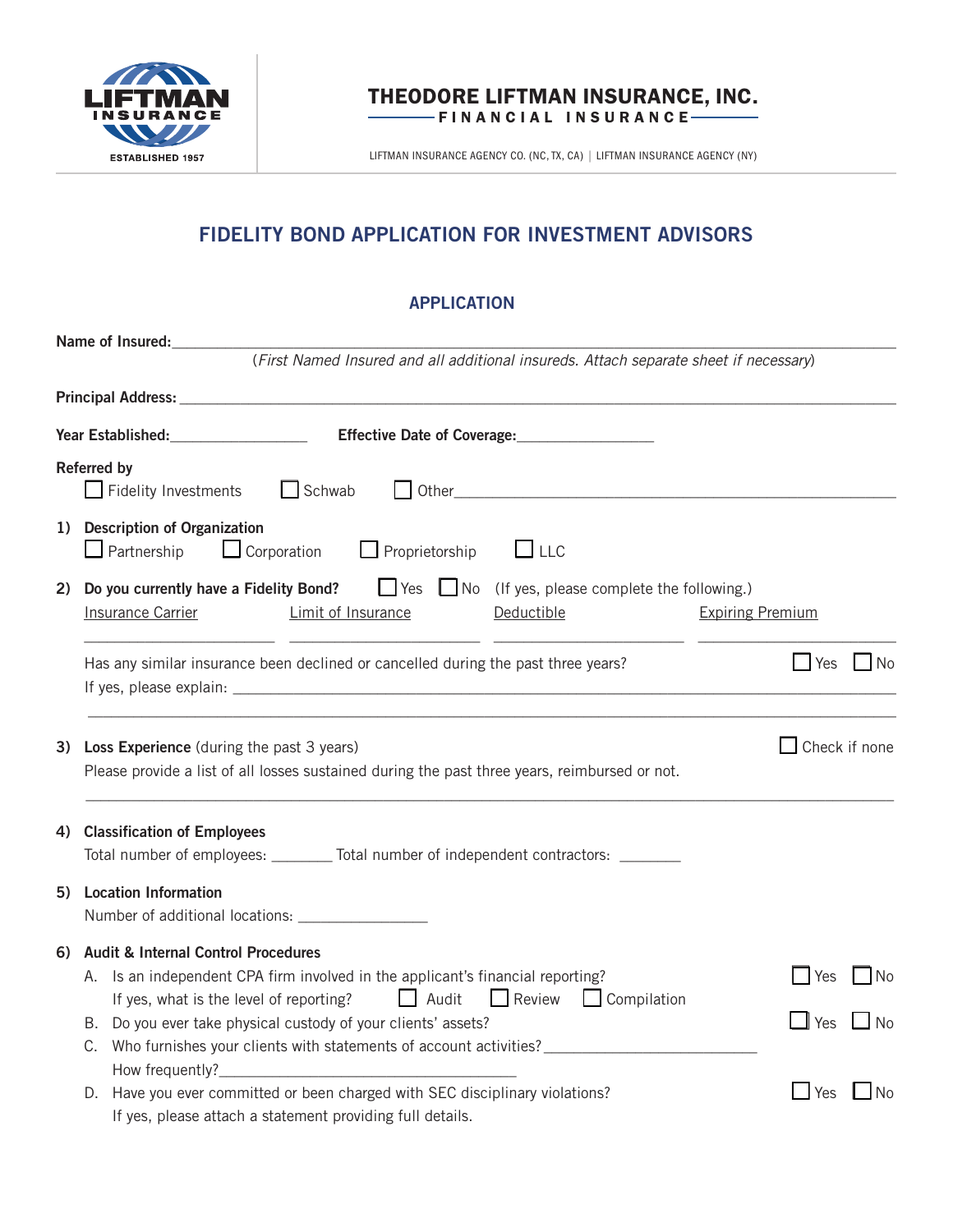LIFTMAN INSURANCE
ESTABLISHED 1957

**THEODORE LIFTMAN INSURANCE, INC.**
FINANCIAL INSURANCE

LIFTMAN INSURANCE AGENCY CO. (NC, TX, CA) | LIFTMAN INSURANCE AGENCY (NY)

# FIDELITY BOND APPLICATION FOR INVESTMENT ADVISORS

## APPLICATION

**Name of Insured:**___________________________________________

(*First Named Insured and all additional insureds. Attach separate sheet if necessary*)

**Principal Address:** ___________________________________________

**Year Established:**_________________ **Effective Date of Coverage:**_________________

**Referred by**

☐ Fidelity Investments ☐ Schwab ☐ Other___________________________

**1) Description of Organization**

☐ Partnership ☐ Corporation ☐ Proprietorship ☐ LLC

**2) Do you currently have a Fidelity Bond?** ☐ Yes ☐ No (If yes, please complete the following.)

| Insurance Carrier | Limit of Insurance | Deductible | Expiring Premium |
|---|---|---|---|
| ___________ | ___________ | ___________ | ___________ |

Has any similar insurance been declined or cancelled during the past three years? ☐ Yes ☐ No

If yes, please explain: ___________________________________________

**3) Loss Experience** (during the past 3 years) ☐ Check if none

Please provide a list of all losses sustained during the past three years, reimbursed or not.

___________________________________________

**4) Classification of Employees**

Total number of employees: ________ Total number of independent contractors: ________

**5) Location Information**

Number of additional locations: ________________

**6) Audit & Internal Control Procedures**

A. Is an independent CPA firm involved in the applicant's financial reporting? ☐ Yes ☐ No

If yes, what is the level of reporting? ☐ Audit ☐ Review ☐ Compilation

B. Do you ever take physical custody of your clients' assets? ☐ Yes ☐ No

C. Who furnishes your clients with statements of account activities?_________________________

How frequently?______________________________________

D. Have you ever committed or been charged with SEC disciplinary violations? ☐ Yes ☐ No

If yes, please attach a statement providing full details.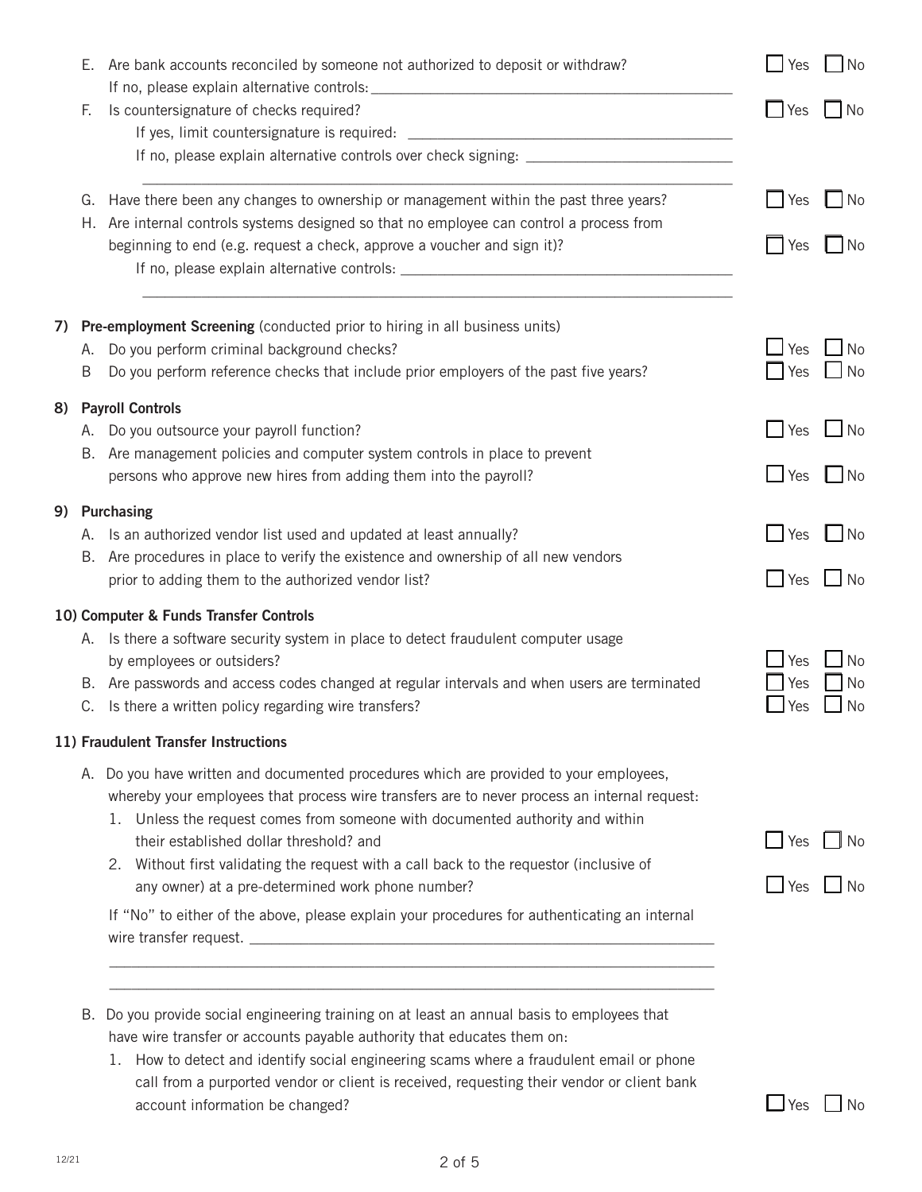E. Are bank accounts reconciled by someone not authorized to deposit or withdraw? ☐ Yes ☐ No
   If no, please explain alternative controls: ______________________________

F. Is countersignature of checks required? ☐ Yes ☐ No
   If yes, limit countersignature is required: ______________________________
   If no, please explain alternative controls over check signing: ______________________________
   ______________________________

G. Have there been any changes to ownership or management within the past three years? ☐ Yes ☐ No

H. Are internal controls systems designed so that no employee can control a process from beginning to end (e.g. request a check, approve a voucher and sign it)? ☐ Yes ☐ No
   If no, please explain alternative controls: ______________________________
   ______________________________

**7) Pre-employment Screening** (conducted prior to hiring in all business units)

A. Do you perform criminal background checks? ☐ Yes ☐ No

B Do you perform reference checks that include prior employers of the past five years? ☐ Yes ☐ No

**8) Payroll Controls**

A. Do you outsource your payroll function? ☐ Yes ☐ No

B. Are management policies and computer system controls in place to prevent persons who approve new hires from adding them into the payroll? ☐ Yes ☐ No

**9) Purchasing**

A. Is an authorized vendor list used and updated at least annually? ☐ Yes ☐ No

B. Are procedures in place to verify the existence and ownership of all new vendors prior to adding them to the authorized vendor list? ☐ Yes ☐ No

**10) Computer & Funds Transfer Controls**

A. Is there a software security system in place to detect fraudulent computer usage by employees or outsiders? ☐ Yes ☐ No

B. Are passwords and access codes changed at regular intervals and when users are terminated ☐ Yes ☐ No

C. Is there a written policy regarding wire transfers? ☐ Yes ☐ No

**11) Fraudulent Transfer Instructions**

A. Do you have written and documented procedures which are provided to your employees, whereby your employees that process wire transfers are to never process an internal request:

   1. Unless the request comes from someone with documented authority and within their established dollar threshold? and ☐ Yes ☐ No
   2. Without first validating the request with a call back to the requestor (inclusive of any owner) at a pre-determined work phone number? ☐ Yes ☐ No

   If "No" to either of the above, please explain your procedures for authenticating an internal wire transfer request. ______________________________
   ______________________________
   ______________________________

B. Do you provide social engineering training on at least an annual basis to employees that have wire transfer or accounts payable authority that educates them on:

   1. How to detect and identify social engineering scams where a fraudulent email or phone call from a purported vendor or client is received, requesting their vendor or client bank account information be changed? ☐ Yes ☐ No

12/21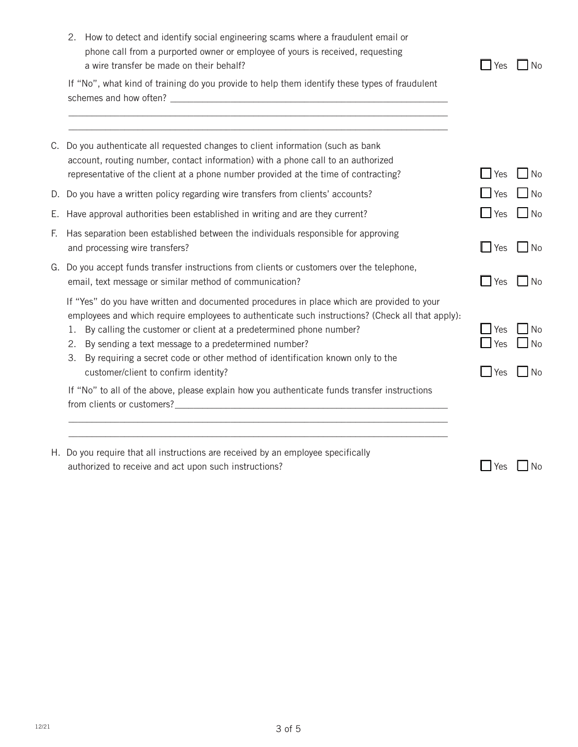2. How to detect and identify social engineering scams where a fraudulent email or phone call from a purported owner or employee of yours is received, requesting a wire transfer be made on their behalf? ☐ Yes ☐ No

   If "No", what kind of training do you provide to help them identify these types of fraudulent schemes and how often? ______________________________________________________________

   ______________________________________________________________

   ______________________________________________________________

C. Do you authenticate all requested changes to client information (such as bank account, routing number, contact information) with a phone call to an authorized representative of the client at a phone number provided at the time of contracting? ☐ Yes ☐ No

D. Do you have a written policy regarding wire transfers from clients' accounts? ☐ Yes ☐ No

E. Have approval authorities been established in writing and are they current? ☐ Yes ☐ No

F. Has separation been established between the individuals responsible for approving and processing wire transfers? ☐ Yes ☐ No

G. Do you accept funds transfer instructions from clients or customers over the telephone, email, text message or similar method of communication? ☐ Yes ☐ No

   If "Yes" do you have written and documented procedures in place which are provided to your employees and which require employees to authenticate such instructions? (Check all that apply):

   1. By calling the customer or client at a predetermined phone number? ☐ Yes ☐ No
   2. By sending a text message to a predetermined number? ☐ Yes ☐ No
   3. By requiring a secret code or other method of identification known only to the customer/client to confirm identity? ☐ Yes ☐ No

   If "No" to all of the above, please explain how you authenticate funds transfer instructions from clients or customers?______________________________________________________________

   ______________________________________________________________

   ______________________________________________________________

H. Do you require that all instructions are received by an employee specifically authorized to receive and act upon such instructions? ☐ Yes ☐ No

12/21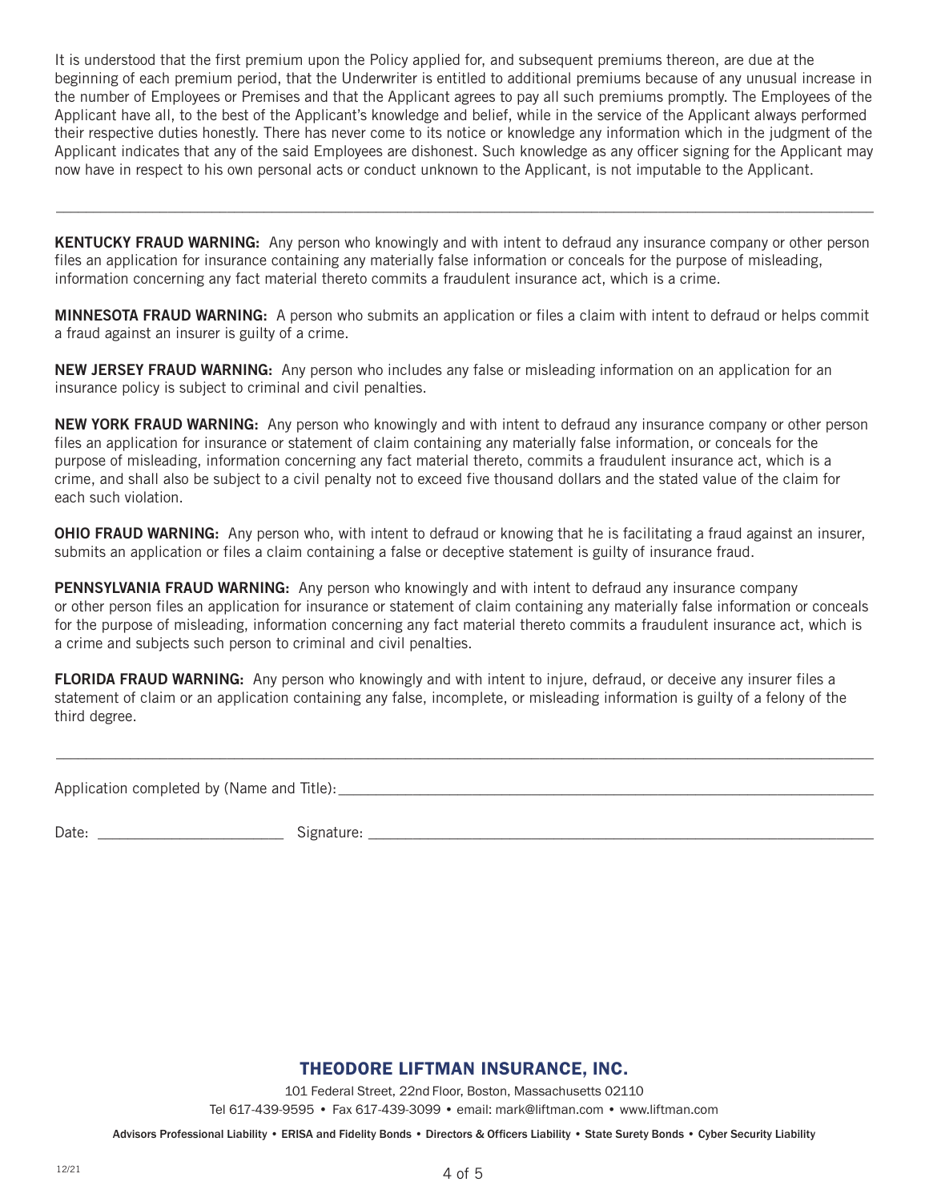It is understood that the first premium upon the Policy applied for, and subsequent premiums thereon, are due at the beginning of each premium period, that the Underwriter is entitled to additional premiums because of any unusual increase in the number of Employees or Premises and that the Applicant agrees to pay all such premiums promptly. The Employees of the Applicant have all, to the best of the Applicant's knowledge and belief, while in the service of the Applicant always performed their respective duties honestly. There has never come to its notice or knowledge any information which in the judgment of the Applicant indicates that any of the said Employees are dishonest. Such knowledge as any officer signing for the Applicant may now have in respect to his own personal acts or conduct unknown to the Applicant, is not imputable to the Applicant.

---

**KENTUCKY FRAUD WARNING:** Any person who knowingly and with intent to defraud any insurance company or other person files an application for insurance containing any materially false information or conceals for the purpose of misleading, information concerning any fact material thereto commits a fraudulent insurance act, which is a crime.

**MINNESOTA FRAUD WARNING:** A person who submits an application or files a claim with intent to defraud or helps commit a fraud against an insurer is guilty of a crime.

**NEW JERSEY FRAUD WARNING:** Any person who includes any false or misleading information on an application for an insurance policy is subject to criminal and civil penalties.

**NEW YORK FRAUD WARNING:** Any person who knowingly and with intent to defraud any insurance company or other person files an application for insurance or statement of claim containing any materially false information, or conceals for the purpose of misleading, information concerning any fact material thereto, commits a fraudulent insurance act, which is a crime, and shall also be subject to a civil penalty not to exceed five thousand dollars and the stated value of the claim for each such violation.

**OHIO FRAUD WARNING:** Any person who, with intent to defraud or knowing that he is facilitating a fraud against an insurer, submits an application or files a claim containing a false or deceptive statement is guilty of insurance fraud.

**PENNSYLVANIA FRAUD WARNING:** Any person who knowingly and with intent to defraud any insurance company or other person files an application for insurance or statement of claim containing any materially false information or conceals for the purpose of misleading, information concerning any fact material thereto commits a fraudulent insurance act, which is a crime and subjects such person to criminal and civil penalties.

**FLORIDA FRAUD WARNING:** Any person who knowingly and with intent to injure, defraud, or deceive any insurer files a statement of claim or an application containing any false, incomplete, or misleading information is guilty of a felony of the third degree.

---

Application completed by (Name and Title): ____________________________________________

Date: ________________________ Signature: ____________________________________________

**THEODORE LIFTMAN INSURANCE, INC.**

101 Federal Street, 22nd Floor, Boston, Massachusetts 02110

Tel 617-439-9595 • Fax 617-439-3099 • email: mark@liftman.com • www.liftman.com

Advisors Professional Liability • ERISA and Fidelity Bonds • Directors & Officers Liability • State Surety Bonds • Cyber Security Liability

12/21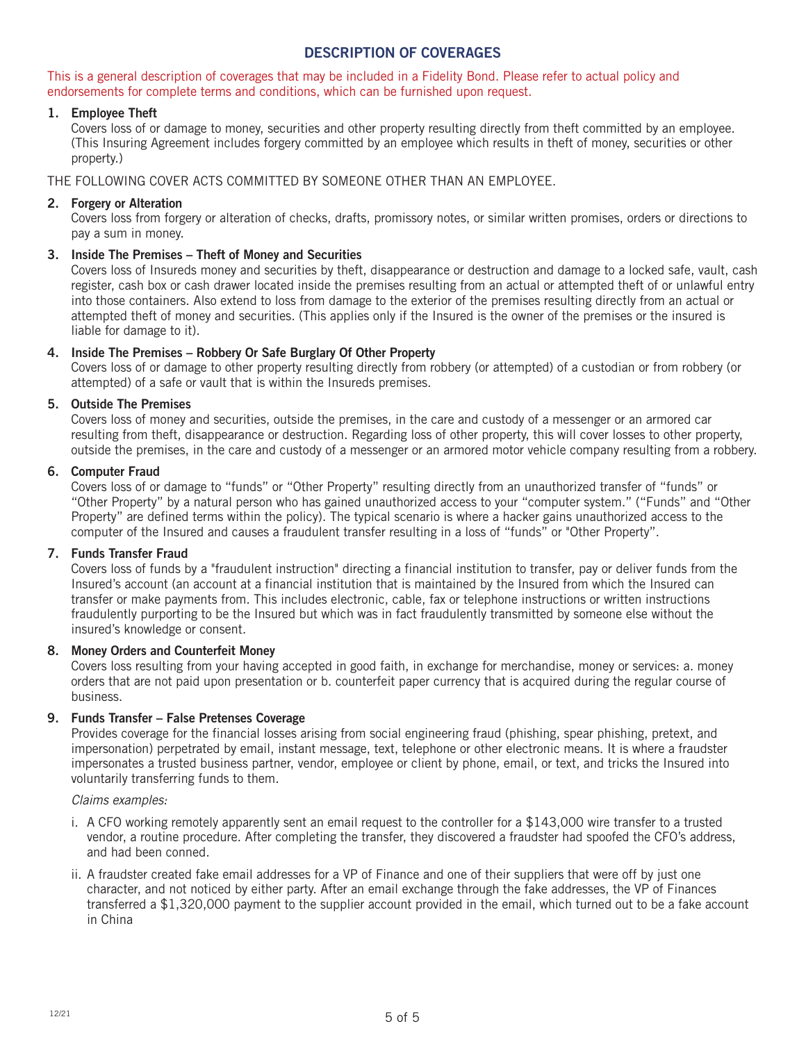## DESCRIPTION OF COVERAGES

This is a general description of coverages that may be included in a Fidelity Bond. Please refer to actual policy and endorsements for complete terms and conditions, which can be furnished upon request.

1. **Employee Theft**
   Covers loss of or damage to money, securities and other property resulting directly from theft committed by an employee. (This Insuring Agreement includes forgery committed by an employee which results in theft of money, securities or other property.)

THE FOLLOWING COVER ACTS COMMITTED BY SOMEONE OTHER THAN AN EMPLOYEE.

2. **Forgery or Alteration**
   Covers loss from forgery or alteration of checks, drafts, promissory notes, or similar written promises, orders or directions to pay a sum in money.

3. **Inside The Premises – Theft of Money and Securities**
   Covers loss of Insureds money and securities by theft, disappearance or destruction and damage to a locked safe, vault, cash register, cash box or cash drawer located inside the premises resulting from an actual or attempted theft of or unlawful entry into those containers. Also extend to loss from damage to the exterior of the premises resulting directly from an actual or attempted theft of money and securities. (This applies only if the Insured is the owner of the premises or the insured is liable for damage to it).

4. **Inside The Premises – Robbery Or Safe Burglary Of Other Property**
   Covers loss of or damage to other property resulting directly from robbery (or attempted) of a custodian or from robbery (or attempted) of a safe or vault that is within the Insureds premises.

5. **Outside The Premises**
   Covers loss of money and securities, outside the premises, in the care and custody of a messenger or an armored car resulting from theft, disappearance or destruction. Regarding loss of other property, this will cover losses to other property, outside the premises, in the care and custody of a messenger or an armored motor vehicle company resulting from a robbery.

6. **Computer Fraud**
   Covers loss of or damage to "funds" or "Other Property" resulting directly from an unauthorized transfer of "funds" or "Other Property" by a natural person who has gained unauthorized access to your "computer system." ("Funds" and "Other Property" are defined terms within the policy). The typical scenario is where a hacker gains unauthorized access to the computer of the Insured and causes a fraudulent transfer resulting in a loss of "funds" or "Other Property".

7. **Funds Transfer Fraud**
   Covers loss of funds by a "fraudulent instruction" directing a financial institution to transfer, pay or deliver funds from the Insured's account (an account at a financial institution that is maintained by the Insured from which the Insured can transfer or make payments from. This includes electronic, cable, fax or telephone instructions or written instructions fraudulently purporting to be the Insured but which was in fact fraudulently transmitted by someone else without the insured's knowledge or consent.

8. **Money Orders and Counterfeit Money**
   Covers loss resulting from your having accepted in good faith, in exchange for merchandise, money or services: a. money orders that are not paid upon presentation or b. counterfeit paper currency that is acquired during the regular course of business.

9. **Funds Transfer – False Pretenses Coverage**
   Provides coverage for the financial losses arising from social engineering fraud (phishing, spear phishing, pretext, and impersonation) perpetrated by email, instant message, text, telephone or other electronic means. It is where a fraudster impersonates a trusted business partner, vendor, employee or client by phone, email, or text, and tricks the Insured into voluntarily transferring funds to them.

   *Claims examples:*

   i. A CFO working remotely apparently sent an email request to the controller for a $143,000 wire transfer to a trusted vendor, a routine procedure. After completing the transfer, they discovered a fraudster had spoofed the CFO's address, and had been conned.

   ii. A fraudster created fake email addresses for a VP of Finance and one of their suppliers that were off by just one character, and not noticed by either party. After an email exchange through the fake addresses, the VP of Finances transferred a $1,320,000 payment to the supplier account provided in the email, which turned out to be a fake account in China

12/21